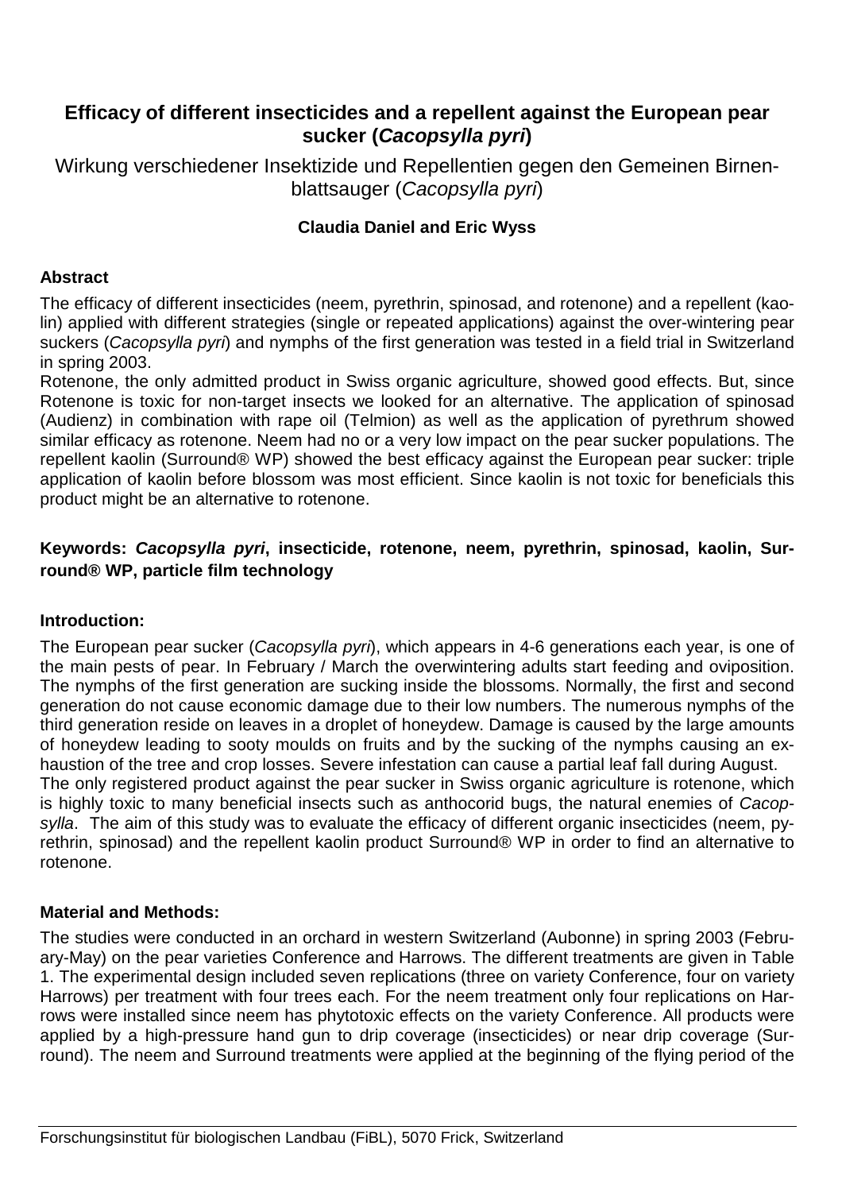# Efficacy of different insecticides and a repellent against the European pear sucker (*Cacopsylla pyri*)

Wirkung verschiedener Insektizide und Repellentien gegen den Gemeinen Birnenblattsauger (*Cacopsylla pyri*)

**Claudia Daniel and Eric Wyss**

## Abstract

The efficacy of different insecticides (neem, pyrethrin, spinosad, and rotenone) and a repellent (kaolin) applied with different strategies (single or repeated applications) against the over-wintering pear suckers (*Cacopsylla pyri*) and nymphs of the first generation was tested in a field trial in Switzerland in spring 2003.

Rotenone, the only admitted product in Swiss organic agriculture, showed good effects. But, since Rotenone is toxic for non-target insects we looked for an alternative. The application of spinosad (Audienz) in combination with rape oil (Telmion) as well as the application of pyrethrum showed similar efficacy as rotenone. Neem had no or a very low impact on the pear sucker populations. The repellent kaolin (Surround® WP) showed the best efficacy against the European pear sucker: triple application of kaolin before blossom was most efficient. Since kaolin is not toxic for beneficials this product might be an alternative to rotenone.

**Keywords: *Cacopsylla pyri*, insecticide, rotenone, neem, pyrethrin, spinosad, kaolin, Surround® WP, particle film technology**

## Introduction:

The European pear sucker (*Cacopsylla pyri*), which appears in 4-6 generations each year, is one of the main pests of pear. In February / March the overwintering adults start feeding and oviposition. The nymphs of the first generation are sucking inside the blossoms. Normally, the first and second generation do not cause economic damage due to their low numbers. The numerous nymphs of the third generation reside on leaves in a droplet of honeydew. Damage is caused by the large amounts of honeydew leading to sooty moulds on fruits and by the sucking of the nymphs causing an exhaustion of the tree and crop losses. Severe infestation can cause a partial leaf fall during August.

The only registered product against the pear sucker in Swiss organic agriculture is rotenone, which is highly toxic to many beneficial insects such as anthocorid bugs, the natural enemies of *Cacopsylla*. The aim of this study was to evaluate the efficacy of different organic insecticides (neem, pyrethrin, spinosad) and the repellent kaolin product Surround® WP in order to find an alternative to rotenone.

## Material and Methods:

The studies were conducted in an orchard in western Switzerland (Aubonne) in spring 2003 (February-May) on the pear varieties Conference and Harrows. The different treatments are given in Table 1. The experimental design included seven replications (three on variety Conference, four on variety Harrows) per treatment with four trees each. For the neem treatment only four replications on Harrows were installed since neem has phytotoxic effects on the variety Conference. All products were applied by a high-pressure hand gun to drip coverage (insecticides) or near drip coverage (Surround). The neem and Surround treatments were applied at the beginning of the flying period of the

Forschungsinstitut für biologischen Landbau (FiBL), 5070 Frick, Switzerland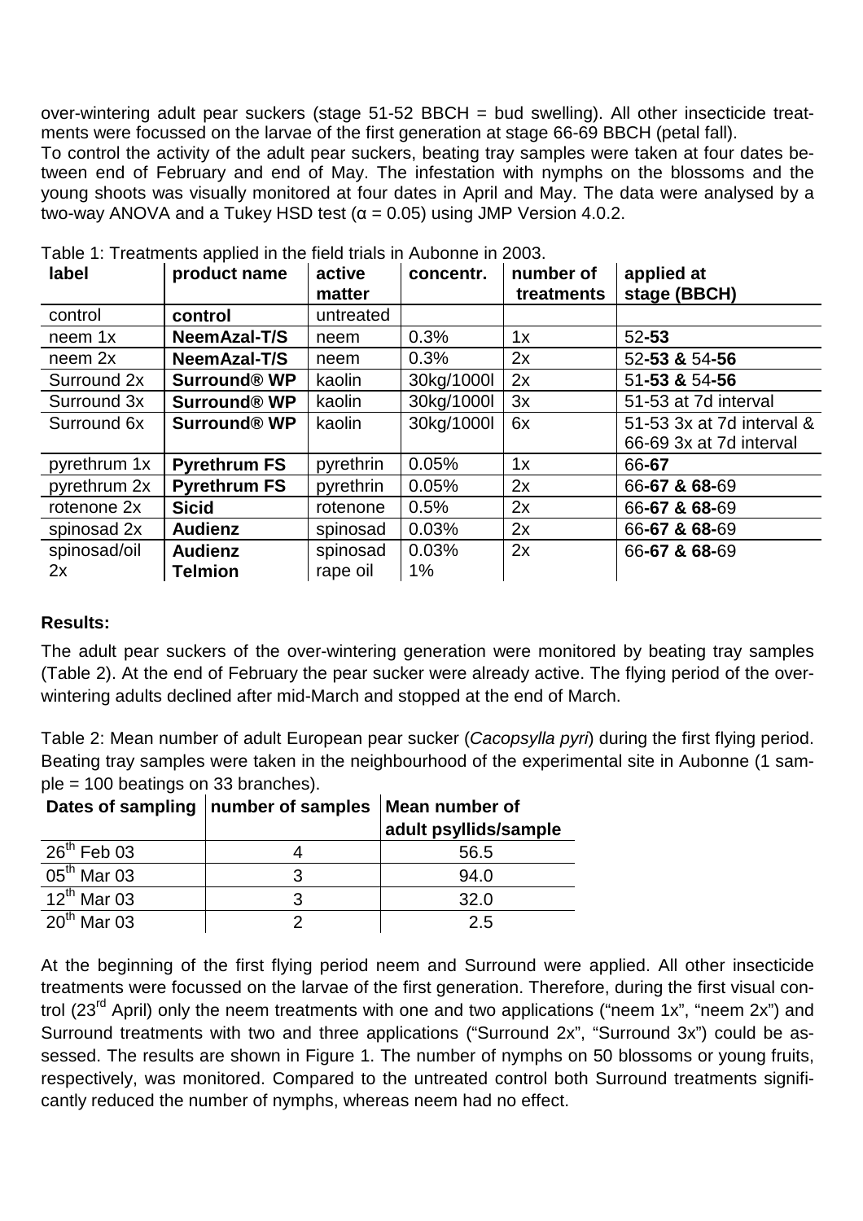over-wintering adult pear suckers (stage 51-52 BBCH = bud swelling). All other insecticide treatments were focussed on the larvae of the first generation at stage 66-69 BBCH (petal fall).

To control the activity of the adult pear suckers, beating tray samples were taken at four dates between end of February and end of May. The infestation with nymphs on the blossoms and the young shoots was visually monitored at four dates in April and May. The data were analysed by a two-way ANOVA and a Tukey HSD test ($\alpha = 0.05$) using JMP Version 4.0.2.

Table 1: Treatments applied in the field trials in Aubonne in 2003.

| label | product name | active matter | concentr. | number of treatments | applied at stage (BBCH) |
|---|---|---|---|---|---|
| control | **control** | untreated | | | |
| neem 1x | **NeemAzal-T/S** | neem | 0.3% | 1x | 52-**53** |
| neem 2x | **NeemAzal-T/S** | neem | 0.3% | 2x | 52-**53 &** 54-**56** |
| Surround 2x | **Surround® WP** | kaolin | 30kg/1000l | 2x | 51-**53 &** 54-**56** |
| Surround 3x | **Surround® WP** | kaolin | 30kg/1000l | 3x | 51-53 at 7d interval |
| Surround 6x | **Surround® WP** | kaolin | 30kg/1000l | 6x | 51-53 3x at 7d interval & 66-69 3x at 7d interval |
| pyrethrum 1x | **Pyrethrum FS** | pyrethrin | 0.05% | 1x | 66-**67** |
| pyrethrum 2x | **Pyrethrum FS** | pyrethrin | 0.05% | 2x | 66-**67 & 68-**69 |
| rotenone 2x | **Sicid** | rotenone | 0.5% | 2x | 66-**67 & 68-**69 |
| spinosad 2x | **Audienz** | spinosad | 0.03% | 2x | 66-**67 & 68-**69 |
| spinosad/oil 2x | **Audienz** **Telmion** | spinosad rape oil | 0.03% 1% | 2x | 66-**67 & 68-**69 |

**Results:**

The adult pear suckers of the over-wintering generation were monitored by beating tray samples (Table 2). At the end of February the pear sucker were already active. The flying period of the over-wintering adults declined after mid-March and stopped at the end of March.

Table 2: Mean number of adult European pear sucker (*Cacopsylla pyri*) during the first flying period. Beating tray samples were taken in the neighbourhood of the experimental site in Aubonne (1 sample = 100 beatings on 33 branches).

| Dates of sampling | number of samples | Mean number of adult psyllids/sample |
|---|---|---|
| 26th Feb 03 | 4 | 56.5 |
| 05th Mar 03 | 3 | 94.0 |
| 12th Mar 03 | 3 | 32.0 |
| 20th Mar 03 | 2 | 2.5 |

At the beginning of the first flying period neem and Surround were applied. All other insecticide treatments were focussed on the larvae of the first generation. Therefore, during the first visual control (23rd April) only the neem treatments with one and two applications ("neem 1x", "neem 2x") and Surround treatments with two and three applications ("Surround 2x", "Surround 3x") could be assessed. The results are shown in Figure 1. The number of nymphs on 50 blossoms or young fruits, respectively, was monitored. Compared to the untreated control both Surround treatments significantly reduced the number of nymphs, whereas neem had no effect.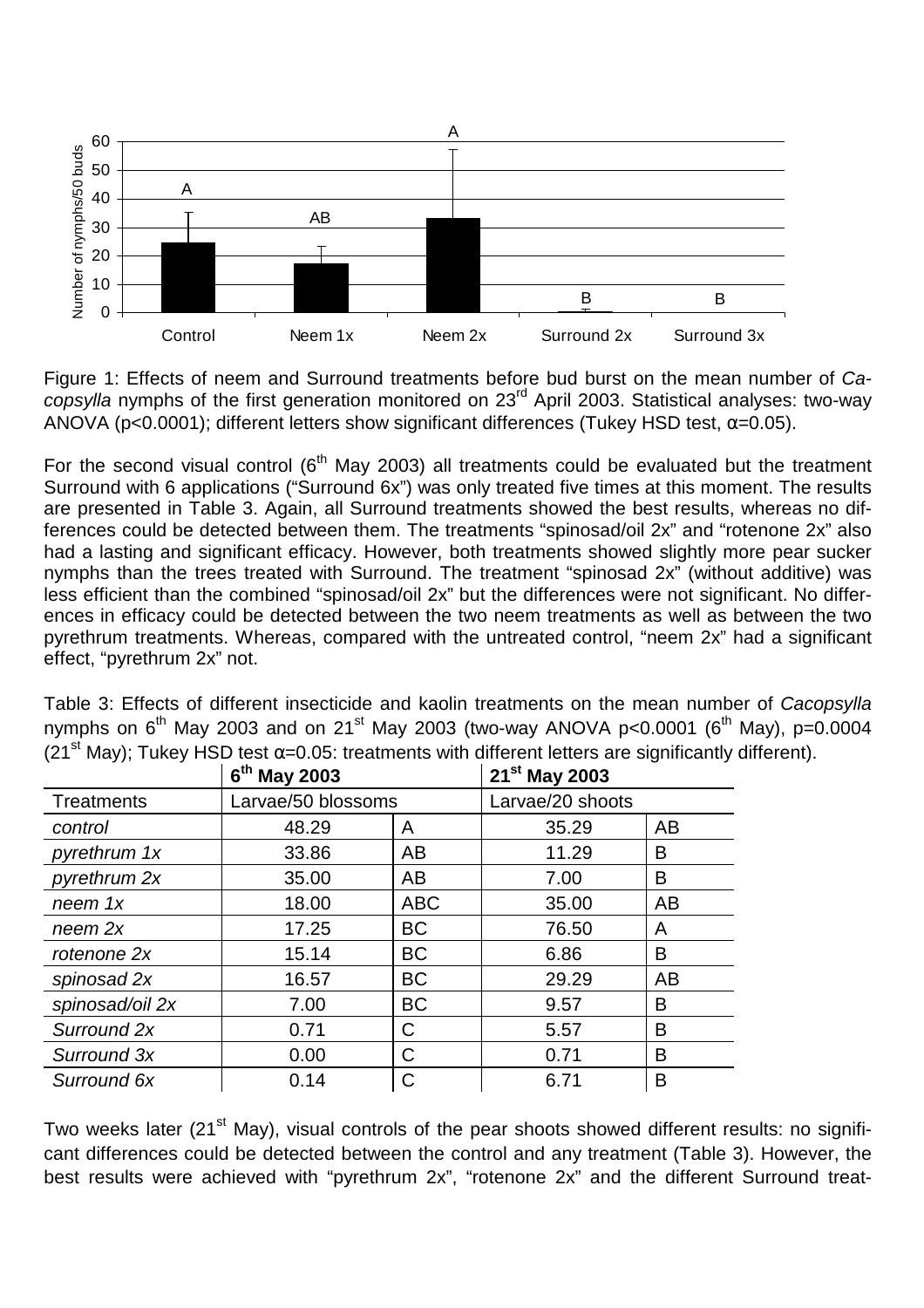Figure 1: Effects of neem and Surround treatments before bud burst on the mean number of *Cacopsylla* nymphs of the first generation monitored on 23rd April 2003. Statistical analyses: two-way ANOVA ($p<0.0001$); different letters show significant differences (Tukey HSD test, $\alpha=0.05$).

For the second visual control (6th May 2003) all treatments could be evaluated but the treatment Surround with 6 applications ("Surround 6x") was only treated five times at this moment. The results are presented in Table 3. Again, all Surround treatments showed the best results, whereas no differences could be detected between them. The treatments "spinosad/oil 2x" and "rotenone 2x" also had a lasting and significant efficacy. However, both treatments showed slightly more pear sucker nymphs than the trees treated with Surround. The treatment "spinosad 2x" (without additive) was less efficient than the combined "spinosad/oil 2x" but the differences were not significant. No differences in efficacy could be detected between the two neem treatments as well as between the two pyrethrum treatments. Whereas, compared with the untreated control, "neem 2x" had a significant effect, "pyrethrum 2x" not.

Table 3: Effects of different insecticide and kaolin treatments on the mean number of *Cacopsylla* nymphs on 6th May 2003 and on 21st May 2003 (two-way ANOVA $p<0.0001$ (6th May), $p=0.0004$ (21st May); Tukey HSD test $\alpha=0.05$: treatments with different letters are significantly different).

| | **6th May 2003** | | **21st May 2003** | |
|---|---|---|---|---|
| Treatments | Larvae/50 blossoms | | Larvae/20 shoots | |
| *control* | 48.29 | A | 35.29 | AB |
| *pyrethrum 1x* | 33.86 | AB | 11.29 | B |
| *pyrethrum 2x* | 35.00 | AB | 7.00 | B |
| *neem 1x* | 18.00 | ABC | 35.00 | AB |
| *neem 2x* | 17.25 | BC | 76.50 | A |
| *rotenone 2x* | 15.14 | BC | 6.86 | B |
| *spinosad 2x* | 16.57 | BC | 29.29 | AB |
| *spinosad/oil 2x* | 7.00 | BC | 9.57 | B |
| *Surround 2x* | 0.71 | C | 5.57 | B |
| *Surround 3x* | 0.00 | C | 0.71 | B |
| *Surround 6x* | 0.14 | C | 6.71 | B |

Two weeks later (21st May), visual controls of the pear shoots showed different results: no significant differences could be detected between the control and any treatment (Table 3). However, the best results were achieved with "pyrethrum 2x", "rotenone 2x" and the different Surround treat-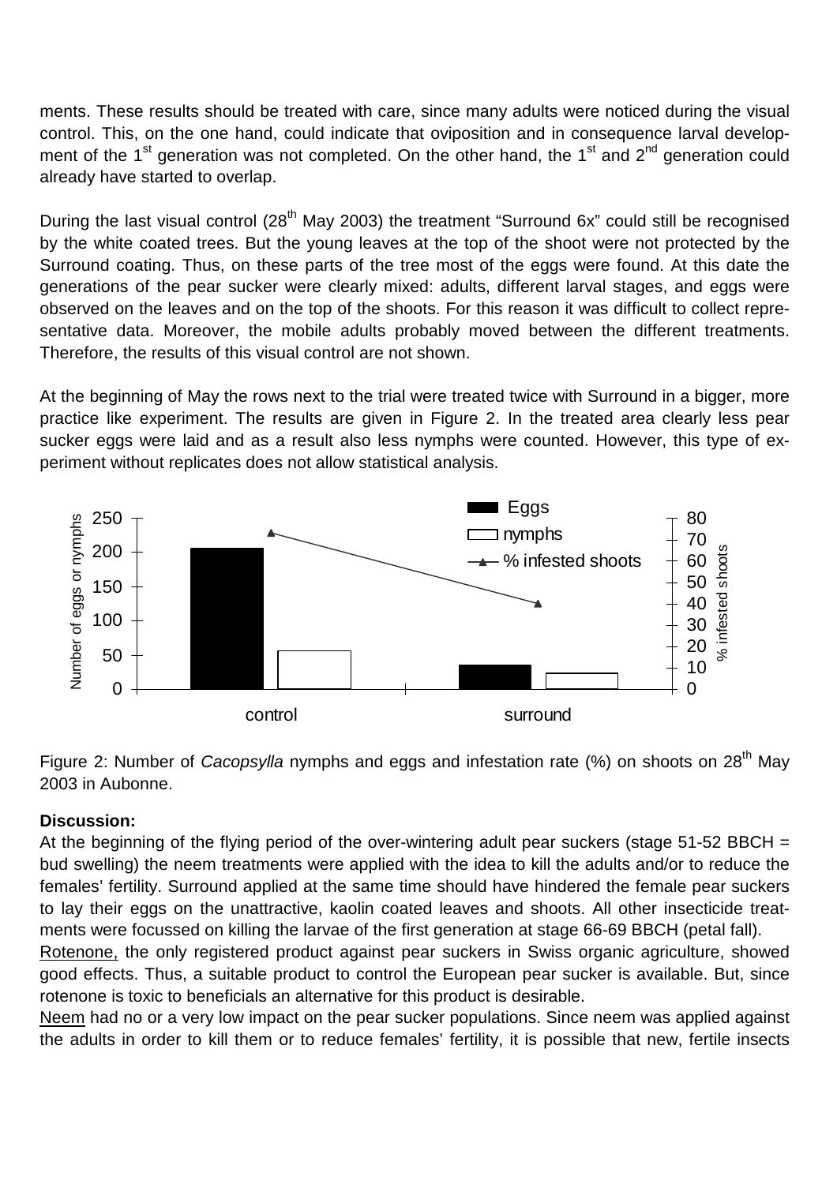ments. These results should be treated with care, since many adults were noticed during the visual control. This, on the one hand, could indicate that oviposition and in consequence larval development of the 1st generation was not completed. On the other hand, the 1st and 2nd generation could already have started to overlap.

During the last visual control (28th May 2003) the treatment "Surround 6x" could still be recognised by the white coated trees. But the young leaves at the top of the shoot were not protected by the Surround coating. Thus, on these parts of the tree most of the eggs were found. At this date the generations of the pear sucker were clearly mixed: adults, different larval stages, and eggs were observed on the leaves and on the top of the shoots. For this reason it was difficult to collect representative data. Moreover, the mobile adults probably moved between the different treatments. Therefore, the results of this visual control are not shown.

At the beginning of May the rows next to the trial were treated twice with Surround in a bigger, more practice like experiment. The results are given in Figure 2. In the treated area clearly less pear sucker eggs were laid and as a result also less nymphs were counted. However, this type of experiment without replicates does not allow statistical analysis.

Figure 2: Number of *Cacopsylla* nymphs and eggs and infestation rate (%) on shoots on 28th May 2003 in Aubonne.

## Discussion:

At the beginning of the flying period of the over-wintering adult pear suckers (stage 51-52 BBCH = bud swelling) the neem treatments were applied with the idea to kill the adults and/or to reduce the females' fertility. Surround applied at the same time should have hindered the female pear suckers to lay their eggs on the unattractive, kaolin coated leaves and shoots. All other insecticide treatments were focussed on killing the larvae of the first generation at stage 66-69 BBCH (petal fall).

Rotenone, the only registered product against pear suckers in Swiss organic agriculture, showed good effects. Thus, a suitable product to control the European pear sucker is available. But, since rotenone is toxic to beneficials an alternative for this product is desirable.

Neem had no or a very low impact on the pear sucker populations. Since neem was applied against the adults in order to kill them or to reduce females' fertility, it is possible that new, fertile insects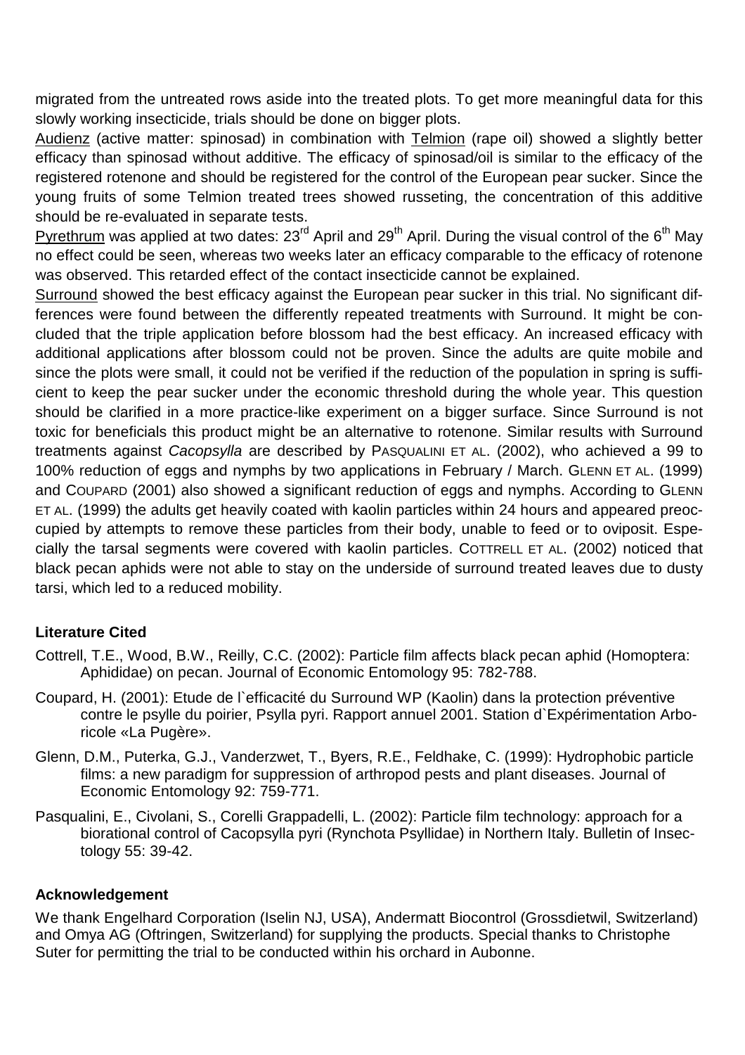migrated from the untreated rows aside into the treated plots. To get more meaningful data for this slowly working insecticide, trials should be done on bigger plots.

<u>Audienz</u> (active matter: spinosad) in combination with <u>Telmion</u> (rape oil) showed a slightly better efficacy than spinosad without additive. The efficacy of spinosad/oil is similar to the efficacy of the registered rotenone and should be registered for the control of the European pear sucker. Since the young fruits of some Telmion treated trees showed russeting, the concentration of this additive should be re-evaluated in separate tests.

<u>Pyrethrum</u> was applied at two dates: 23rd April and 29th April. During the visual control of the 6th May no effect could be seen, whereas two weeks later an efficacy comparable to the efficacy of rotenone was observed. This retarded effect of the contact insecticide cannot be explained.

<u>Surround</u> showed the best efficacy against the European pear sucker in this trial. No significant differences were found between the differently repeated treatments with Surround. It might be concluded that the triple application before blossom had the best efficacy. An increased efficacy with additional applications after blossom could not be proven. Since the adults are quite mobile and since the plots were small, it could not be verified if the reduction of the population in spring is sufficient to keep the pear sucker under the economic threshold during the whole year. This question should be clarified in a more practice-like experiment on a bigger surface. Since Surround is not toxic for beneficials this product might be an alternative to rotenone. Similar results with Surround treatments against *Cacopsylla* are described by PASQUALINI ET AL. (2002), who achieved a 99 to 100% reduction of eggs and nymphs by two applications in February / March. GLENN ET AL. (1999) and COUPARD (2001) also showed a significant reduction of eggs and nymphs. According to GLENN ET AL. (1999) the adults get heavily coated with kaolin particles within 24 hours and appeared preoccupied by attempts to remove these particles from their body, unable to feed or to oviposit. Especially the tarsal segments were covered with kaolin particles. COTTRELL ET AL. (2002) noticed that black pecan aphids were not able to stay on the underside of surround treated leaves due to dusty tarsi, which led to a reduced mobility.

**Literature Cited**

Cottrell, T.E., Wood, B.W., Reilly, C.C. (2002): Particle film affects black pecan aphid (Homoptera: Aphididae) on pecan. Journal of Economic Entomology 95: 782-788.

Coupard, H. (2001): Etude de l`efficacité du Surround WP (Kaolin) dans la protection préventive contre le psylle du poirier, Psylla pyri. Rapport annuel 2001. Station d`Expérimentation Arboricole «La Pugère».

Glenn, D.M., Puterka, G.J., Vanderzwet, T., Byers, R.E., Feldhake, C. (1999): Hydrophobic particle films: a new paradigm for suppression of arthropod pests and plant diseases. Journal of Economic Entomology 92: 759-771.

Pasqualini, E., Civolani, S., Corelli Grappadelli, L. (2002): Particle film technology: approach for a biorational control of Cacopsylla pyri (Rynchota Psyllidae) in Northern Italy. Bulletin of Insectology 55: 39-42.

**Acknowledgement**

We thank Engelhard Corporation (Iselin NJ, USA), Andermatt Biocontrol (Grossdietwil, Switzerland) and Omya AG (Oftringen, Switzerland) for supplying the products. Special thanks to Christophe Suter for permitting the trial to be conducted within his orchard in Aubonne.